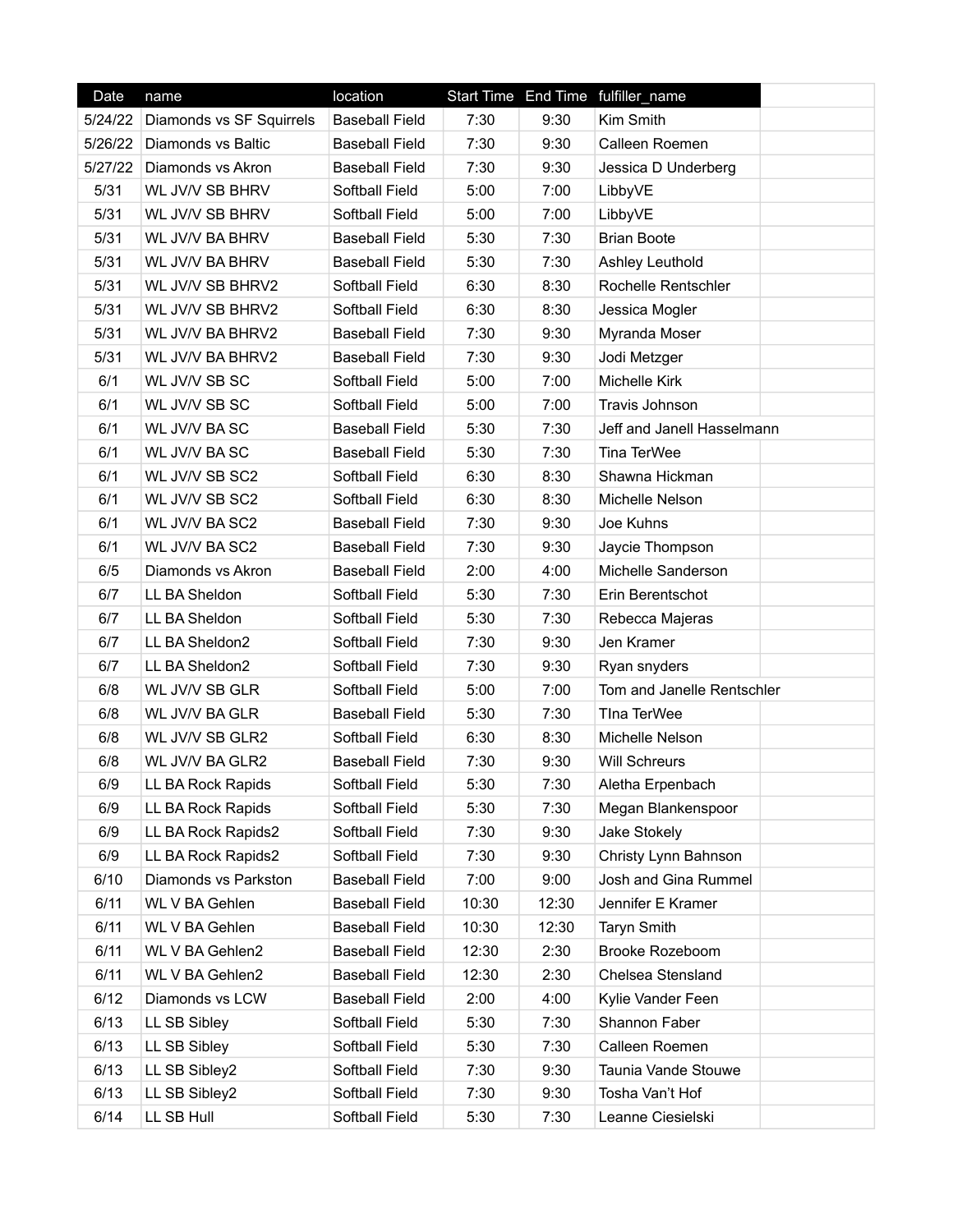| Date | name | location | Start Time | End Time | fulfiller_name |
|---|---|---|---|---|---|
| 5/24/22 | Diamonds vs SF Squirrels | Baseball Field | 7:30 | 9:30 | Kim Smith |
| 5/26/22 | Diamonds vs Baltic | Baseball Field | 7:30 | 9:30 | Calleen Roemen |
| 5/27/22 | Diamonds vs Akron | Baseball Field | 7:30 | 9:30 | Jessica D Underberg |
| 5/31 | WL JV/V SB BHRV | Softball Field | 5:00 | 7:00 | LibbyVE |
| 5/31 | WL JV/V SB BHRV | Softball Field | 5:00 | 7:00 | LibbyVE |
| 5/31 | WL JV/V BA BHRV | Baseball Field | 5:30 | 7:30 | Brian Boote |
| 5/31 | WL JV/V BA BHRV | Baseball Field | 5:30 | 7:30 | Ashley Leuthold |
| 5/31 | WL JV/V SB BHRV2 | Softball Field | 6:30 | 8:30 | Rochelle Rentschler |
| 5/31 | WL JV/V SB BHRV2 | Softball Field | 6:30 | 8:30 | Jessica Mogler |
| 5/31 | WL JV/V BA BHRV2 | Baseball Field | 7:30 | 9:30 | Myranda Moser |
| 5/31 | WL JV/V BA BHRV2 | Baseball Field | 7:30 | 9:30 | Jodi Metzger |
| 6/1 | WL JV/V SB SC | Softball Field | 5:00 | 7:00 | Michelle Kirk |
| 6/1 | WL JV/V SB SC | Softball Field | 5:00 | 7:00 | Travis Johnson |
| 6/1 | WL JV/V BA SC | Baseball Field | 5:30 | 7:30 | Jeff and Janell Hasselmann |
| 6/1 | WL JV/V BA SC | Baseball Field | 5:30 | 7:30 | Tina TerWee |
| 6/1 | WL JV/V SB SC2 | Softball Field | 6:30 | 8:30 | Shawna Hickman |
| 6/1 | WL JV/V SB SC2 | Softball Field | 6:30 | 8:30 | Michelle Nelson |
| 6/1 | WL JV/V BA SC2 | Baseball Field | 7:30 | 9:30 | Joe Kuhns |
| 6/1 | WL JV/V BA SC2 | Baseball Field | 7:30 | 9:30 | Jaycie Thompson |
| 6/5 | Diamonds vs Akron | Baseball Field | 2:00 | 4:00 | Michelle Sanderson |
| 6/7 | LL BA Sheldon | Softball Field | 5:30 | 7:30 | Erin Berentschot |
| 6/7 | LL BA Sheldon | Softball Field | 5:30 | 7:30 | Rebecca Majeras |
| 6/7 | LL BA Sheldon2 | Softball Field | 7:30 | 9:30 | Jen Kramer |
| 6/7 | LL BA Sheldon2 | Softball Field | 7:30 | 9:30 | Ryan snyders |
| 6/8 | WL JV/V SB GLR | Softball Field | 5:00 | 7:00 | Tom and Janelle Rentschler |
| 6/8 | WL JV/V BA GLR | Baseball Field | 5:30 | 7:30 | TIna TerWee |
| 6/8 | WL JV/V SB GLR2 | Softball Field | 6:30 | 8:30 | Michelle Nelson |
| 6/8 | WL JV/V BA GLR2 | Baseball Field | 7:30 | 9:30 | Will Schreurs |
| 6/9 | LL BA Rock Rapids | Softball Field | 5:30 | 7:30 | Aletha Erpenbach |
| 6/9 | LL BA Rock Rapids | Softball Field | 5:30 | 7:30 | Megan Blankenspoor |
| 6/9 | LL BA Rock Rapids2 | Softball Field | 7:30 | 9:30 | Jake Stokely |
| 6/9 | LL BA Rock Rapids2 | Softball Field | 7:30 | 9:30 | Christy Lynn Bahnson |
| 6/10 | Diamonds vs Parkston | Baseball Field | 7:00 | 9:00 | Josh and Gina Rummel |
| 6/11 | WL V BA Gehlen | Baseball Field | 10:30 | 12:30 | Jennifer E Kramer |
| 6/11 | WL V BA Gehlen | Baseball Field | 10:30 | 12:30 | Taryn Smith |
| 6/11 | WL V BA Gehlen2 | Baseball Field | 12:30 | 2:30 | Brooke Rozeboom |
| 6/11 | WL V BA Gehlen2 | Baseball Field | 12:30 | 2:30 | Chelsea Stensland |
| 6/12 | Diamonds vs LCW | Baseball Field | 2:00 | 4:00 | Kylie Vander Feen |
| 6/13 | LL SB Sibley | Softball Field | 5:30 | 7:30 | Shannon Faber |
| 6/13 | LL SB Sibley | Softball Field | 5:30 | 7:30 | Calleen Roemen |
| 6/13 | LL SB Sibley2 | Softball Field | 7:30 | 9:30 | Taunia Vande Stouwe |
| 6/13 | LL SB Sibley2 | Softball Field | 7:30 | 9:30 | Tosha Van't Hof |
| 6/14 | LL SB Hull | Softball Field | 5:30 | 7:30 | Leanne Ciesielski |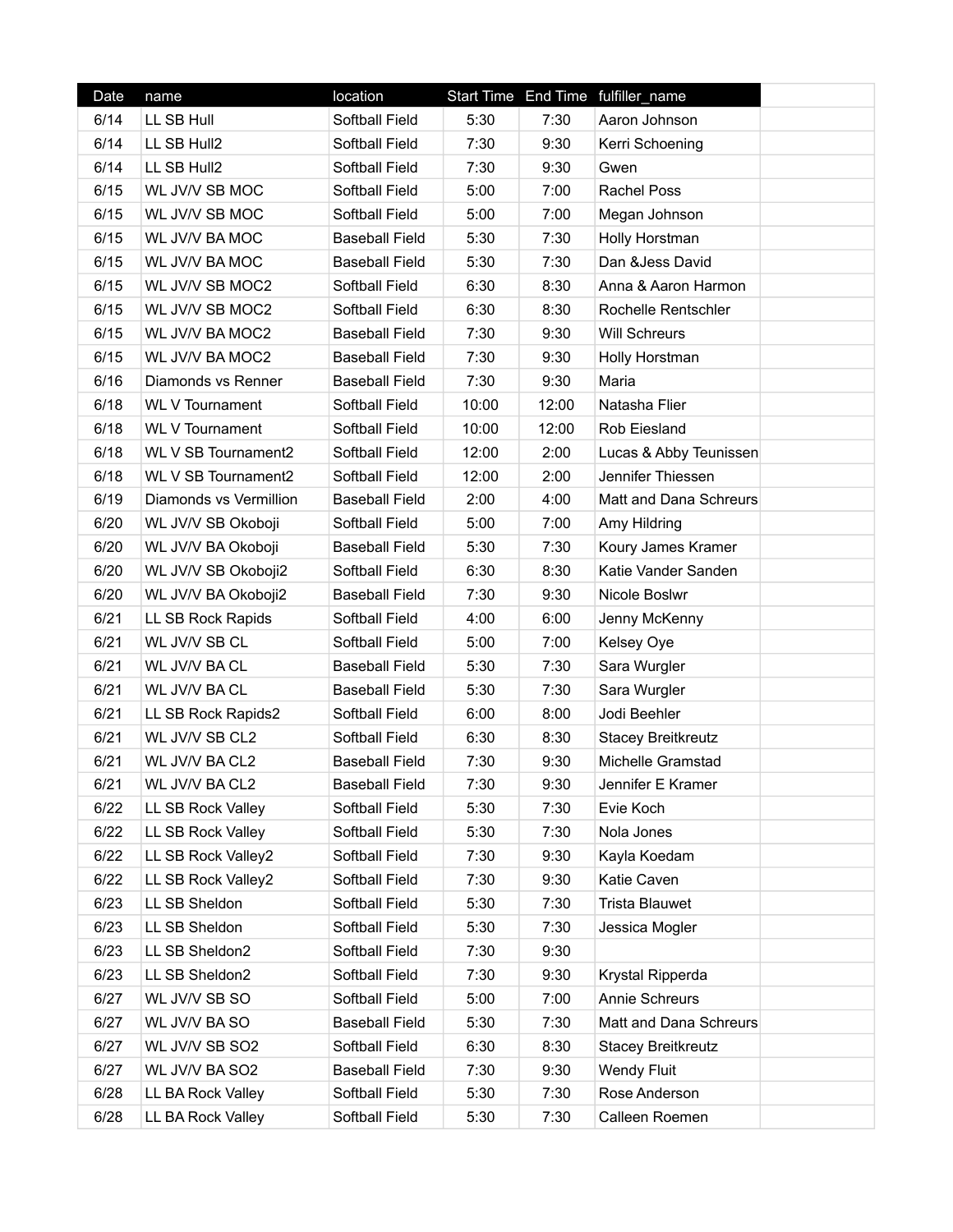| Date | name | location | Start Time | End Time | fulfiller_name | |
|---|---|---|---|---|---|---|
| 6/14 | LL SB Hull | Softball Field | 5:30 | 7:30 | Aaron Johnson | |
| 6/14 | LL SB Hull2 | Softball Field | 7:30 | 9:30 | Kerri Schoening | |
| 6/14 | LL SB Hull2 | Softball Field | 7:30 | 9:30 | Gwen | |
| 6/15 | WL JV/V SB MOC | Softball Field | 5:00 | 7:00 | Rachel Poss | |
| 6/15 | WL JV/V SB MOC | Softball Field | 5:00 | 7:00 | Megan Johnson | |
| 6/15 | WL JV/V BA MOC | Baseball Field | 5:30 | 7:30 | Holly Horstman | |
| 6/15 | WL JV/V BA MOC | Baseball Field | 5:30 | 7:30 | Dan &Jess David | |
| 6/15 | WL JV/V SB MOC2 | Softball Field | 6:30 | 8:30 | Anna & Aaron Harmon | |
| 6/15 | WL JV/V SB MOC2 | Softball Field | 6:30 | 8:30 | Rochelle Rentschler | |
| 6/15 | WL JV/V BA MOC2 | Baseball Field | 7:30 | 9:30 | Will Schreurs | |
| 6/15 | WL JV/V BA MOC2 | Baseball Field | 7:30 | 9:30 | Holly Horstman | |
| 6/16 | Diamonds vs Renner | Baseball Field | 7:30 | 9:30 | Maria | |
| 6/18 | WL V Tournament | Softball Field | 10:00 | 12:00 | Natasha Flier | |
| 6/18 | WL V Tournament | Softball Field | 10:00 | 12:00 | Rob Eiesland | |
| 6/18 | WL V SB Tournament2 | Softball Field | 12:00 | 2:00 | Lucas & Abby Teunissen | |
| 6/18 | WL V SB Tournament2 | Softball Field | 12:00 | 2:00 | Jennifer Thiessen | |
| 6/19 | Diamonds vs Vermillion | Baseball Field | 2:00 | 4:00 | Matt and Dana Schreurs | |
| 6/20 | WL JV/V SB Okoboji | Softball Field | 5:00 | 7:00 | Amy Hildring | |
| 6/20 | WL JV/V BA Okoboji | Baseball Field | 5:30 | 7:30 | Koury James Kramer | |
| 6/20 | WL JV/V SB Okoboji2 | Softball Field | 6:30 | 8:30 | Katie Vander Sanden | |
| 6/20 | WL JV/V BA Okoboji2 | Baseball Field | 7:30 | 9:30 | Nicole Boslwr | |
| 6/21 | LL SB Rock Rapids | Softball Field | 4:00 | 6:00 | Jenny McKenny | |
| 6/21 | WL JV/V SB CL | Softball Field | 5:00 | 7:00 | Kelsey Oye | |
| 6/21 | WL JV/V BA CL | Baseball Field | 5:30 | 7:30 | Sara Wurgler | |
| 6/21 | WL JV/V BA CL | Baseball Field | 5:30 | 7:30 | Sara Wurgler | |
| 6/21 | LL SB Rock Rapids2 | Softball Field | 6:00 | 8:00 | Jodi Beehler | |
| 6/21 | WL JV/V SB CL2 | Softball Field | 6:30 | 8:30 | Stacey Breitkreutz | |
| 6/21 | WL JV/V BA CL2 | Baseball Field | 7:30 | 9:30 | Michelle Gramstad | |
| 6/21 | WL JV/V BA CL2 | Baseball Field | 7:30 | 9:30 | Jennifer E Kramer | |
| 6/22 | LL SB Rock Valley | Softball Field | 5:30 | 7:30 | Evie Koch | |
| 6/22 | LL SB Rock Valley | Softball Field | 5:30 | 7:30 | Nola Jones | |
| 6/22 | LL SB Rock Valley2 | Softball Field | 7:30 | 9:30 | Kayla Koedam | |
| 6/22 | LL SB Rock Valley2 | Softball Field | 7:30 | 9:30 | Katie Caven | |
| 6/23 | LL SB Sheldon | Softball Field | 5:30 | 7:30 | Trista Blauwet | |
| 6/23 | LL SB Sheldon | Softball Field | 5:30 | 7:30 | Jessica Mogler | |
| 6/23 | LL SB Sheldon2 | Softball Field | 7:30 | 9:30 | | |
| 6/23 | LL SB Sheldon2 | Softball Field | 7:30 | 9:30 | Krystal Ripperda | |
| 6/27 | WL JV/V SB SO | Softball Field | 5:00 | 7:00 | Annie Schreurs | |
| 6/27 | WL JV/V BA SO | Baseball Field | 5:30 | 7:30 | Matt and Dana Schreurs | |
| 6/27 | WL JV/V SB SO2 | Softball Field | 6:30 | 8:30 | Stacey Breitkreutz | |
| 6/27 | WL JV/V BA SO2 | Baseball Field | 7:30 | 9:30 | Wendy Fluit | |
| 6/28 | LL BA Rock Valley | Softball Field | 5:30 | 7:30 | Rose Anderson | |
| 6/28 | LL BA Rock Valley | Softball Field | 5:30 | 7:30 | Calleen Roemen | |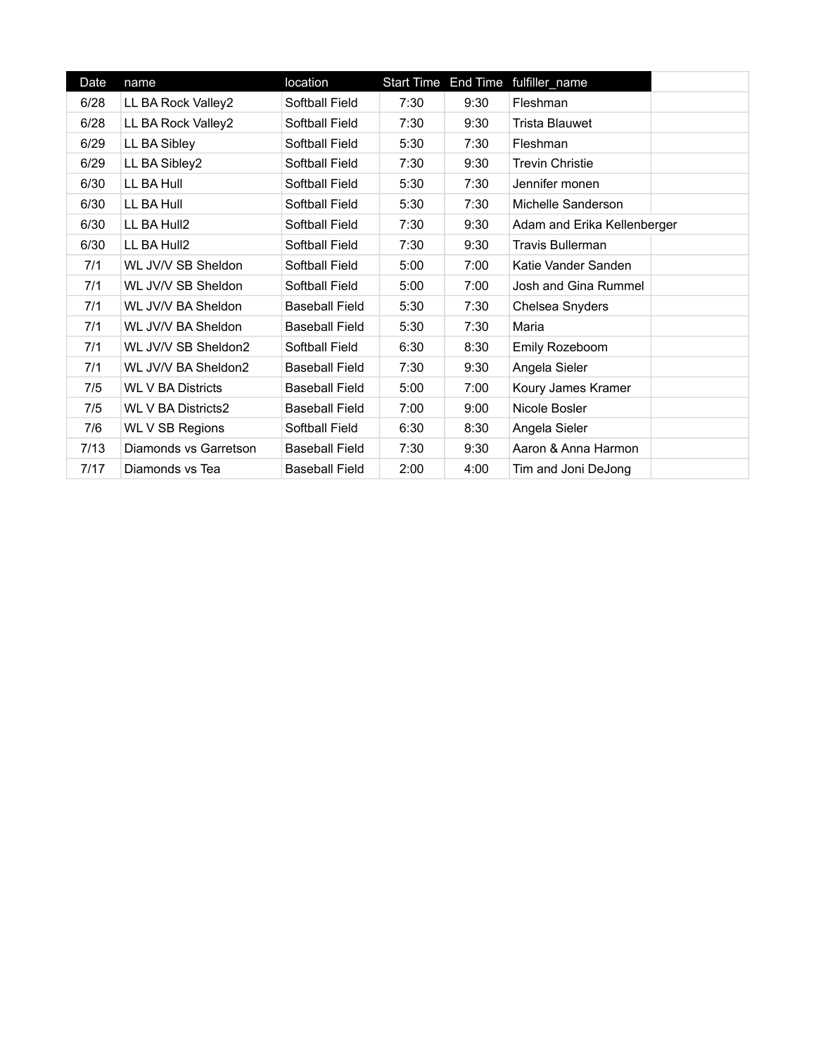| Date | name | location | Start Time | End Time | fulfiller_name | |
|---|---|---|---|---|---|---|
| 6/28 | LL BA Rock Valley2 | Softball Field | 7:30 | 9:30 | Fleshman | |
| 6/28 | LL BA Rock Valley2 | Softball Field | 7:30 | 9:30 | Trista Blauwet | |
| 6/29 | LL BA Sibley | Softball Field | 5:30 | 7:30 | Fleshman | |
| 6/29 | LL BA Sibley2 | Softball Field | 7:30 | 9:30 | Trevin Christie | |
| 6/30 | LL BA Hull | Softball Field | 5:30 | 7:30 | Jennifer monen | |
| 6/30 | LL BA Hull | Softball Field | 5:30 | 7:30 | Michelle Sanderson | |
| 6/30 | LL BA Hull2 | Softball Field | 7:30 | 9:30 | Adam and Erika Kellenberger | |
| 6/30 | LL BA Hull2 | Softball Field | 7:30 | 9:30 | Travis Bullerman | |
| 7/1 | WL JV/V SB Sheldon | Softball Field | 5:00 | 7:00 | Katie Vander Sanden | |
| 7/1 | WL JV/V SB Sheldon | Softball Field | 5:00 | 7:00 | Josh and Gina Rummel | |
| 7/1 | WL JV/V BA Sheldon | Baseball Field | 5:30 | 7:30 | Chelsea Snyders | |
| 7/1 | WL JV/V BA Sheldon | Baseball Field | 5:30 | 7:30 | Maria | |
| 7/1 | WL JV/V SB Sheldon2 | Softball Field | 6:30 | 8:30 | Emily Rozeboom | |
| 7/1 | WL JV/V BA Sheldon2 | Baseball Field | 7:30 | 9:30 | Angela Sieler | |
| 7/5 | WL V BA Districts | Baseball Field | 5:00 | 7:00 | Koury James Kramer | |
| 7/5 | WL V BA Districts2 | Baseball Field | 7:00 | 9:00 | Nicole Bosler | |
| 7/6 | WL V SB Regions | Softball Field | 6:30 | 8:30 | Angela Sieler | |
| 7/13 | Diamonds vs Garretson | Baseball Field | 7:30 | 9:30 | Aaron & Anna Harmon | |
| 7/17 | Diamonds vs Tea | Baseball Field | 2:00 | 4:00 | Tim and Joni DeJong | |